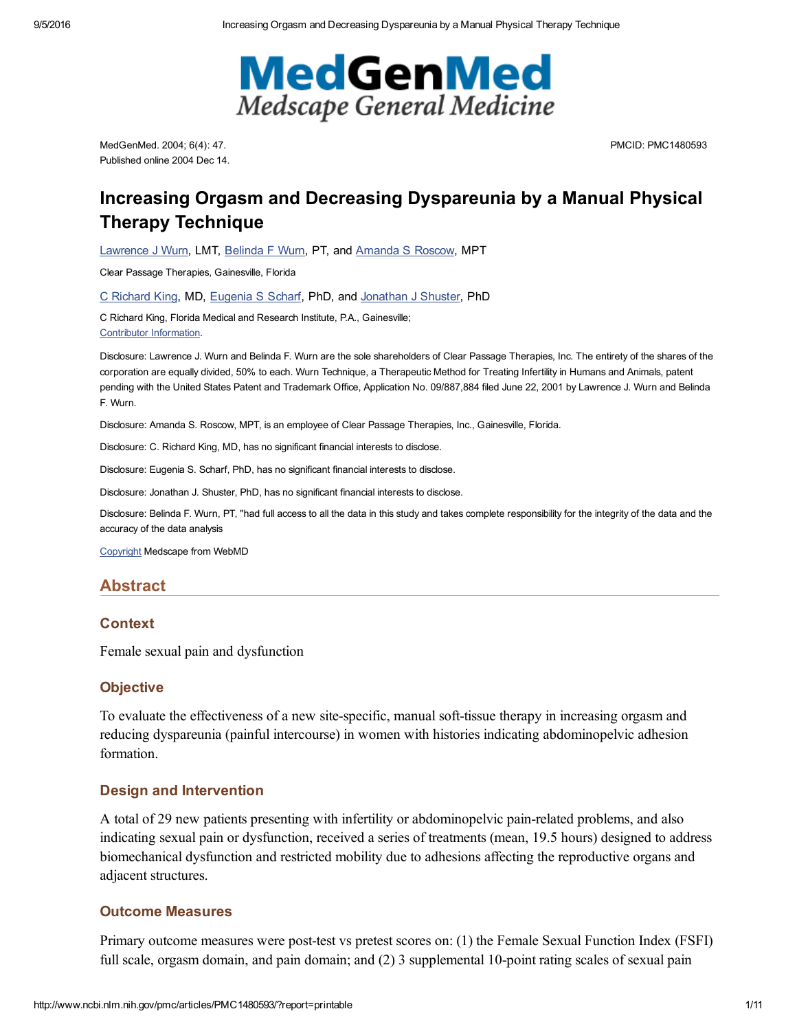MedGenMed. 2004; 6(4): 47.
Published online 2004 Dec 14.

PMCID: PMC1480593

# Increasing Orgasm and Decreasing Dyspareunia by a Manual Physical Therapy Technique

Lawrence J Wurn, LMT, Belinda F Wurn, PT, and Amanda S Roscow, MPT

Clear Passage Therapies, Gainesville, Florida

C Richard King, MD, Eugenia S Scharf, PhD, and Jonathan J Shuster, PhD

C Richard King, Florida Medical and Research Institute, P.A., Gainesville;
Contributor Information.

Disclosure: Lawrence J. Wurn and Belinda F. Wurn are the sole shareholders of Clear Passage Therapies, Inc. The entirety of the shares of the corporation are equally divided, 50% to each. Wurn Technique, a Therapeutic Method for Treating Infertility in Humans and Animals, patent pending with the United States Patent and Trademark Office, Application No. 09/887,884 filed June 22, 2001 by Lawrence J. Wurn and Belinda F. Wurn.

Disclosure: Amanda S. Roscow, MPT, is an employee of Clear Passage Therapies, Inc., Gainesville, Florida.

Disclosure: C. Richard King, MD, has no significant financial interests to disclose.

Disclosure: Eugenia S. Scharf, PhD, has no significant financial interests to disclose.

Disclosure: Jonathan J. Shuster, PhD, has no significant financial interests to disclose.

Disclosure: Belinda F. Wurn, PT, "had full access to all the data in this study and takes complete responsibility for the integrity of the data and the accuracy of the data analysis

Copyright Medscape from WebMD

## Abstract

### Context

Female sexual pain and dysfunction

### Objective

To evaluate the effectiveness of a new site-specific, manual soft-tissue therapy in increasing orgasm and reducing dyspareunia (painful intercourse) in women with histories indicating abdominopelvic adhesion formation.

### Design and Intervention

A total of 29 new patients presenting with infertility or abdominopelvic pain-related problems, and also indicating sexual pain or dysfunction, received a series of treatments (mean, 19.5 hours) designed to address biomechanical dysfunction and restricted mobility due to adhesions affecting the reproductive organs and adjacent structures.

### Outcome Measures

Primary outcome measures were post-test vs pretest scores on: (1) the Female Sexual Function Index (FSFI) full scale, orgasm domain, and pain domain; and (2) 3 supplemental 10-point rating scales of sexual pain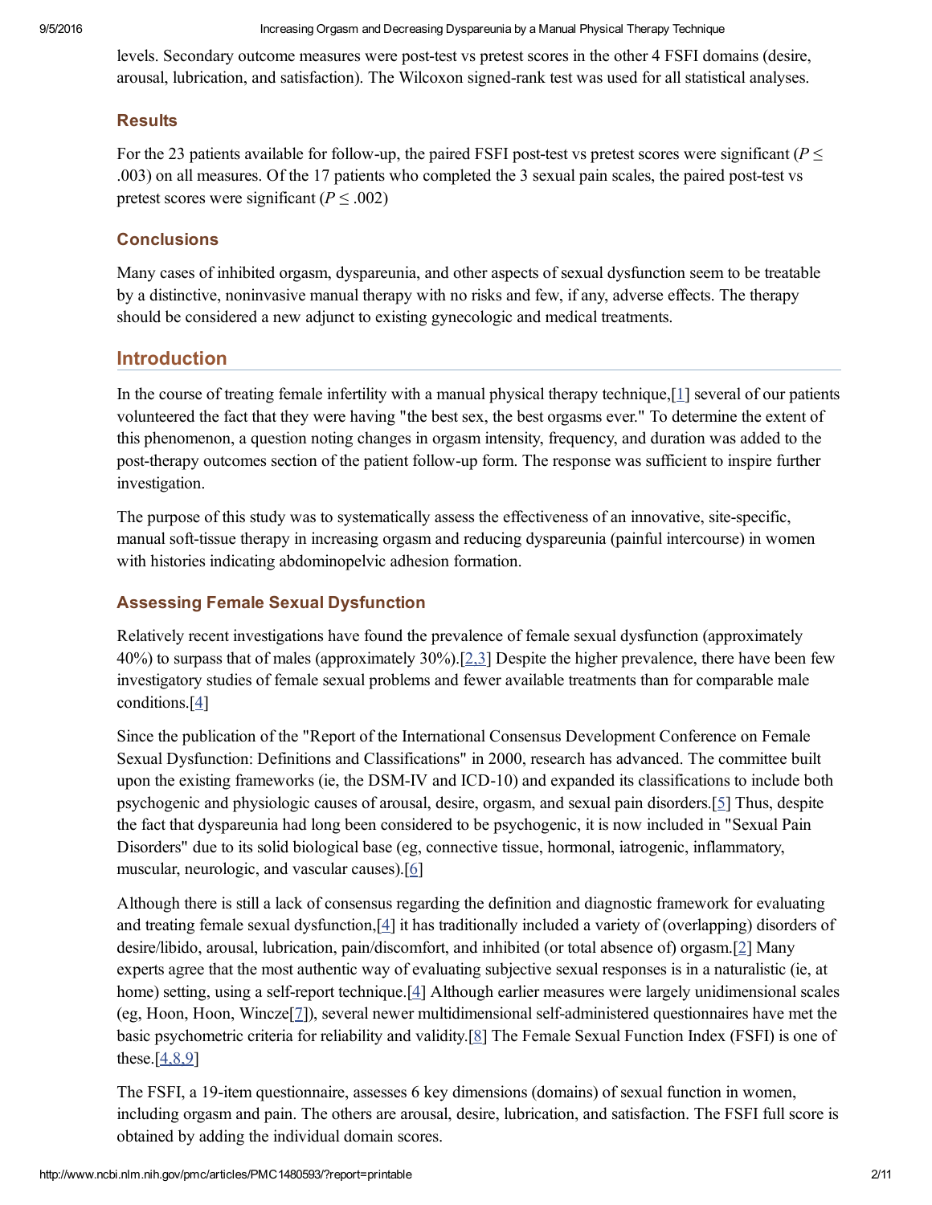levels. Secondary outcome measures were post-test vs pretest scores in the other 4 FSFI domains (desire, arousal, lubrication, and satisfaction). The Wilcoxon signed-rank test was used for all statistical analyses.

### Results

For the 23 patients available for follow-up, the paired FSFI post-test vs pretest scores were significant ($P \leq .003$) on all measures. Of the 17 patients who completed the 3 sexual pain scales, the paired post-test vs pretest scores were significant ($P \leq .002$)

### Conclusions

Many cases of inhibited orgasm, dyspareunia, and other aspects of sexual dysfunction seem to be treatable by a distinctive, noninvasive manual therapy with no risks and few, if any, adverse effects. The therapy should be considered a new adjunct to existing gynecologic and medical treatments.

## Introduction

In the course of treating female infertility with a manual physical therapy technique,[1] several of our patients volunteered the fact that they were having "the best sex, the best orgasms ever." To determine the extent of this phenomenon, a question noting changes in orgasm intensity, frequency, and duration was added to the post-therapy outcomes section of the patient follow-up form. The response was sufficient to inspire further investigation.

The purpose of this study was to systematically assess the effectiveness of an innovative, site-specific, manual soft-tissue therapy in increasing orgasm and reducing dyspareunia (painful intercourse) in women with histories indicating abdominopelvic adhesion formation.

### Assessing Female Sexual Dysfunction

Relatively recent investigations have found the prevalence of female sexual dysfunction (approximately 40%) to surpass that of males (approximately 30%).[2,3] Despite the higher prevalence, there have been few investigatory studies of female sexual problems and fewer available treatments than for comparable male conditions.[4]

Since the publication of the "Report of the International Consensus Development Conference on Female Sexual Dysfunction: Definitions and Classifications" in 2000, research has advanced. The committee built upon the existing frameworks (ie, the DSM-IV and ICD-10) and expanded its classifications to include both psychogenic and physiologic causes of arousal, desire, orgasm, and sexual pain disorders.[5] Thus, despite the fact that dyspareunia had long been considered to be psychogenic, it is now included in "Sexual Pain Disorders" due to its solid biological base (eg, connective tissue, hormonal, iatrogenic, inflammatory, muscular, neurologic, and vascular causes).[6]

Although there is still a lack of consensus regarding the definition and diagnostic framework for evaluating and treating female sexual dysfunction,[4] it has traditionally included a variety of (overlapping) disorders of desire/libido, arousal, lubrication, pain/discomfort, and inhibited (or total absence of) orgasm.[2] Many experts agree that the most authentic way of evaluating subjective sexual responses is in a naturalistic (ie, at home) setting, using a self-report technique.[4] Although earlier measures were largely unidimensional scales (eg, Hoon, Hoon, Wincze[7]), several newer multidimensional self-administered questionnaires have met the basic psychometric criteria for reliability and validity.[8] The Female Sexual Function Index (FSFI) is one of these.[4,8,9]

The FSFI, a 19-item questionnaire, assesses 6 key dimensions (domains) of sexual function in women, including orgasm and pain. The others are arousal, desire, lubrication, and satisfaction. The FSFI full score is obtained by adding the individual domain scores.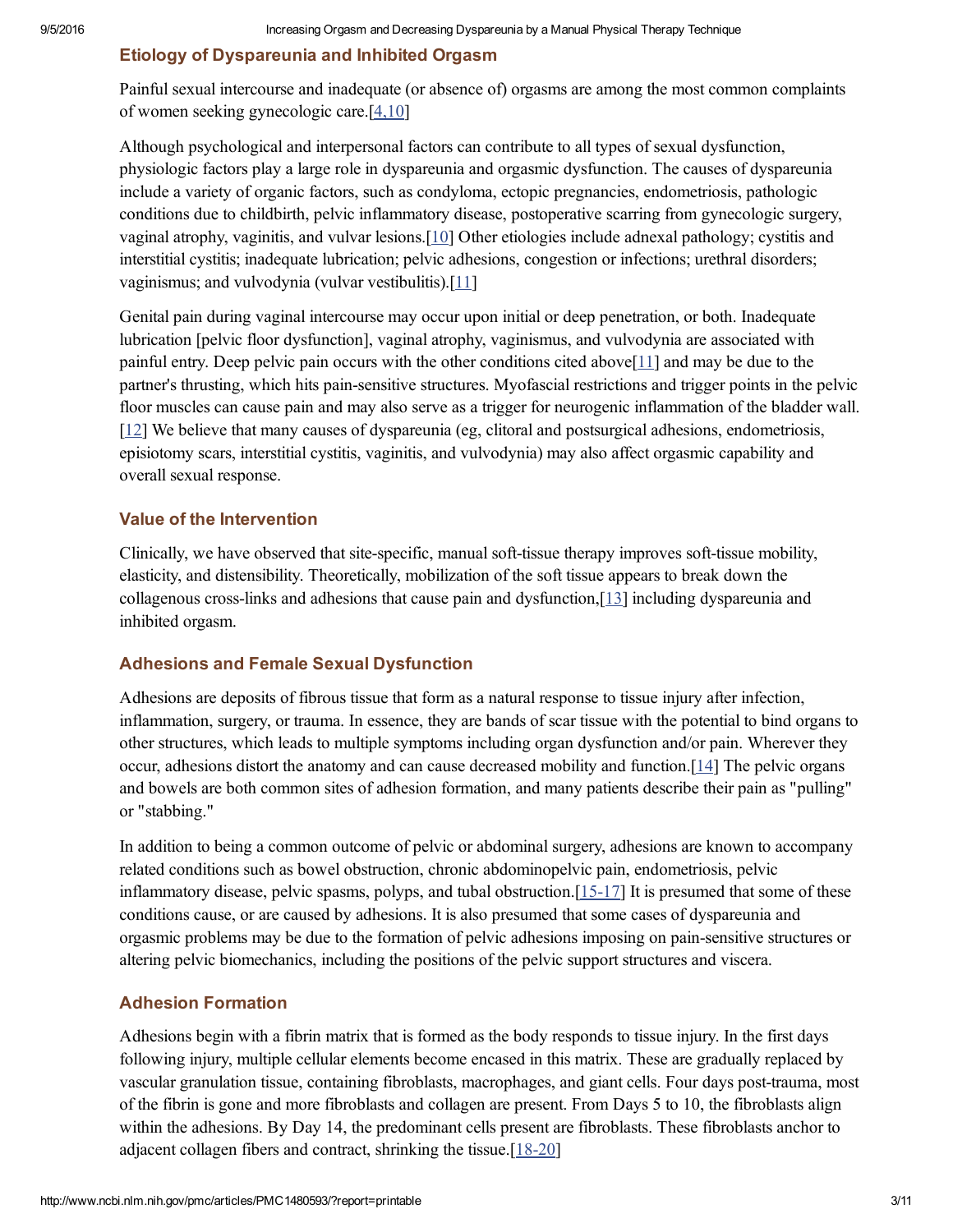## Etiology of Dyspareunia and Inhibited Orgasm

Painful sexual intercourse and inadequate (or absence of) orgasms are among the most common complaints of women seeking gynecologic care.[4,10]

Although psychological and interpersonal factors can contribute to all types of sexual dysfunction, physiologic factors play a large role in dyspareunia and orgasmic dysfunction. The causes of dyspareunia include a variety of organic factors, such as condyloma, ectopic pregnancies, endometriosis, pathologic conditions due to childbirth, pelvic inflammatory disease, postoperative scarring from gynecologic surgery, vaginal atrophy, vaginitis, and vulvar lesions.[10] Other etiologies include adnexal pathology; cystitis and interstitial cystitis; inadequate lubrication; pelvic adhesions, congestion or infections; urethral disorders; vaginismus; and vulvodynia (vulvar vestibulitis).[11]

Genital pain during vaginal intercourse may occur upon initial or deep penetration, or both. Inadequate lubrication [pelvic floor dysfunction], vaginal atrophy, vaginismus, and vulvodynia are associated with painful entry. Deep pelvic pain occurs with the other conditions cited above[11] and may be due to the partner's thrusting, which hits pain-sensitive structures. Myofascial restrictions and trigger points in the pelvic floor muscles can cause pain and may also serve as a trigger for neurogenic inflammation of the bladder wall.[12] We believe that many causes of dyspareunia (eg, clitoral and postsurgical adhesions, endometriosis, episiotomy scars, interstitial cystitis, vaginitis, and vulvodynia) may also affect orgasmic capability and overall sexual response.

## Value of the Intervention

Clinically, we have observed that site-specific, manual soft-tissue therapy improves soft-tissue mobility, elasticity, and distensibility. Theoretically, mobilization of the soft tissue appears to break down the collagenous cross-links and adhesions that cause pain and dysfunction,[13] including dyspareunia and inhibited orgasm.

## Adhesions and Female Sexual Dysfunction

Adhesions are deposits of fibrous tissue that form as a natural response to tissue injury after infection, inflammation, surgery, or trauma. In essence, they are bands of scar tissue with the potential to bind organs to other structures, which leads to multiple symptoms including organ dysfunction and/or pain. Wherever they occur, adhesions distort the anatomy and can cause decreased mobility and function.[14] The pelvic organs and bowels are both common sites of adhesion formation, and many patients describe their pain as "pulling" or "stabbing."

In addition to being a common outcome of pelvic or abdominal surgery, adhesions are known to accompany related conditions such as bowel obstruction, chronic abdominopelvic pain, endometriosis, pelvic inflammatory disease, pelvic spasms, polyps, and tubal obstruction.[15-17] It is presumed that some of these conditions cause, or are caused by adhesions. It is also presumed that some cases of dyspareunia and orgasmic problems may be due to the formation of pelvic adhesions imposing on pain-sensitive structures or altering pelvic biomechanics, including the positions of the pelvic support structures and viscera.

## Adhesion Formation

Adhesions begin with a fibrin matrix that is formed as the body responds to tissue injury. In the first days following injury, multiple cellular elements become encased in this matrix. These are gradually replaced by vascular granulation tissue, containing fibroblasts, macrophages, and giant cells. Four days post-trauma, most of the fibrin is gone and more fibroblasts and collagen are present. From Days 5 to 10, the fibroblasts align within the adhesions. By Day 14, the predominant cells present are fibroblasts. These fibroblasts anchor to adjacent collagen fibers and contract, shrinking the tissue.[18-20]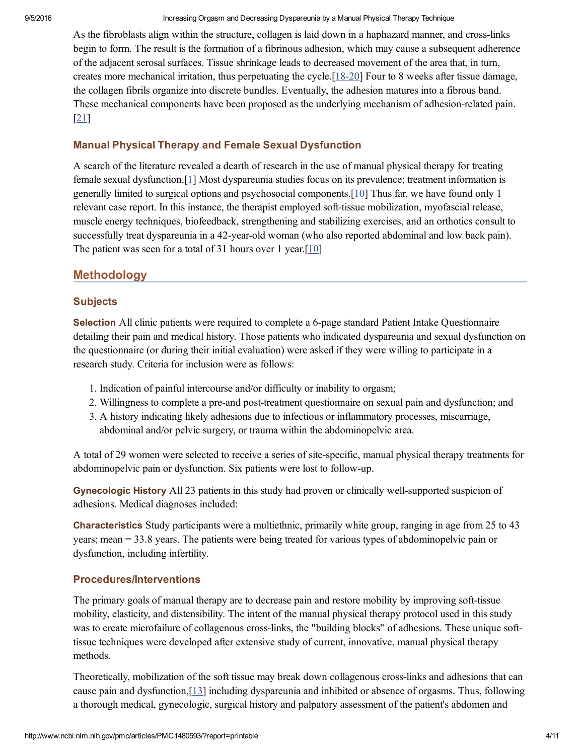As the fibroblasts align within the structure, collagen is laid down in a haphazard manner, and cross-links begin to form. The result is the formation of a fibrinous adhesion, which may cause a subsequent adherence of the adjacent serosal surfaces. Tissue shrinkage leads to decreased movement of the area that, in turn, creates more mechanical irritation, thus perpetuating the cycle.[18-20] Four to 8 weeks after tissue damage, the collagen fibrils organize into discrete bundles. Eventually, the adhesion matures into a fibrous band. These mechanical components have been proposed as the underlying mechanism of adhesion-related pain.[21]

### Manual Physical Therapy and Female Sexual Dysfunction

A search of the literature revealed a dearth of research in the use of manual physical therapy for treating female sexual dysfunction.[1] Most dyspareunia studies focus on its prevalence; treatment information is generally limited to surgical options and psychosocial components.[10] Thus far, we have found only 1 relevant case report. In this instance, the therapist employed soft-tissue mobilization, myofascial release, muscle energy techniques, biofeedback, strengthening and stabilizing exercises, and an orthotics consult to successfully treat dyspareunia in a 42-year-old woman (who also reported abdominal and low back pain). The patient was seen for a total of 31 hours over 1 year.[10]

## Methodology

### Subjects

**Selection** All clinic patients were required to complete a 6-page standard Patient Intake Questionnaire detailing their pain and medical history. Those patients who indicated dyspareunia and sexual dysfunction on the questionnaire (or during their initial evaluation) were asked if they were willing to participate in a research study. Criteria for inclusion were as follows:

1. Indication of painful intercourse and/or difficulty or inability to orgasm;
2. Willingness to complete a pre-and post-treatment questionnaire on sexual pain and dysfunction; and
3. A history indicating likely adhesions due to infectious or inflammatory processes, miscarriage, abdominal and/or pelvic surgery, or trauma within the abdominopelvic area.

A total of 29 women were selected to receive a series of site-specific, manual physical therapy treatments for abdominopelvic pain or dysfunction. Six patients were lost to follow-up.

**Gynecologic History** All 23 patients in this study had proven or clinically well-supported suspicion of adhesions. Medical diagnoses included:

**Characteristics** Study participants were a multiethnic, primarily white group, ranging in age from 25 to 43 years; mean = 33.8 years. The patients were being treated for various types of abdominopelvic pain or dysfunction, including infertility.

### Procedures/Interventions

The primary goals of manual therapy are to decrease pain and restore mobility by improving soft-tissue mobility, elasticity, and distensibility. The intent of the manual physical therapy protocol used in this study was to create microfailure of collagenous cross-links, the "building blocks" of adhesions. These unique soft-tissue techniques were developed after extensive study of current, innovative, manual physical therapy methods.

Theoretically, mobilization of the soft tissue may break down collagenous cross-links and adhesions that can cause pain and dysfunction,[13] including dyspareunia and inhibited or absence of orgasms. Thus, following a thorough medical, gynecologic, surgical history and palpatory assessment of the patient's abdomen and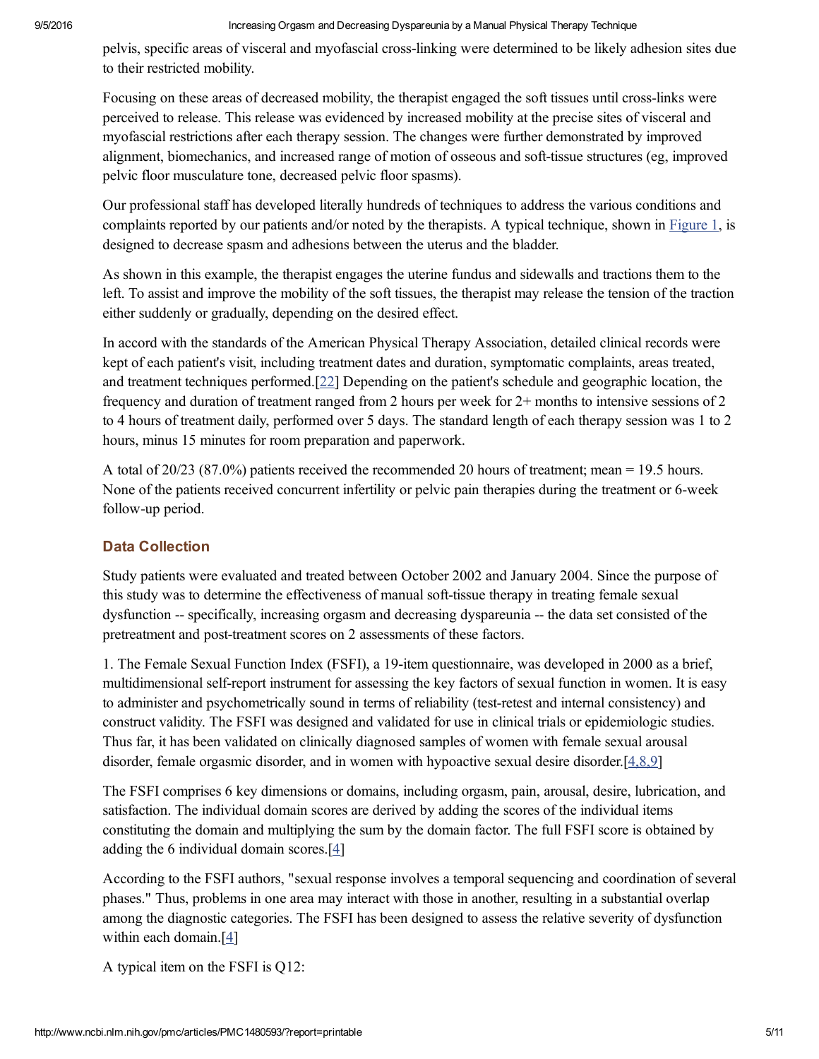pelvis, specific areas of visceral and myofascial cross-linking were determined to be likely adhesion sites due to their restricted mobility.

Focusing on these areas of decreased mobility, the therapist engaged the soft tissues until cross-links were perceived to release. This release was evidenced by increased mobility at the precise sites of visceral and myofascial restrictions after each therapy session. The changes were further demonstrated by improved alignment, biomechanics, and increased range of motion of osseous and soft-tissue structures (eg, improved pelvic floor musculature tone, decreased pelvic floor spasms).

Our professional staff has developed literally hundreds of techniques to address the various conditions and complaints reported by our patients and/or noted by the therapists. A typical technique, shown in Figure 1, is designed to decrease spasm and adhesions between the uterus and the bladder.

As shown in this example, the therapist engages the uterine fundus and sidewalls and tractions them to the left. To assist and improve the mobility of the soft tissues, the therapist may release the tension of the traction either suddenly or gradually, depending on the desired effect.

In accord with the standards of the American Physical Therapy Association, detailed clinical records were kept of each patient's visit, including treatment dates and duration, symptomatic complaints, areas treated, and treatment techniques performed.[22] Depending on the patient's schedule and geographic location, the frequency and duration of treatment ranged from 2 hours per week for 2+ months to intensive sessions of 2 to 4 hours of treatment daily, performed over 5 days. The standard length of each therapy session was 1 to 2 hours, minus 15 minutes for room preparation and paperwork.

A total of 20/23 (87.0%) patients received the recommended 20 hours of treatment; mean = 19.5 hours. None of the patients received concurrent infertility or pelvic pain therapies during the treatment or 6-week follow-up period.

## Data Collection

Study patients were evaluated and treated between October 2002 and January 2004. Since the purpose of this study was to determine the effectiveness of manual soft-tissue therapy in treating female sexual dysfunction -- specifically, increasing orgasm and decreasing dyspareunia -- the data set consisted of the pretreatment and post-treatment scores on 2 assessments of these factors.

1. The Female Sexual Function Index (FSFI), a 19-item questionnaire, was developed in 2000 as a brief, multidimensional self-report instrument for assessing the key factors of sexual function in women. It is easy to administer and psychometrically sound in terms of reliability (test-retest and internal consistency) and construct validity. The FSFI was designed and validated for use in clinical trials or epidemiologic studies. Thus far, it has been validated on clinically diagnosed samples of women with female sexual arousal disorder, female orgasmic disorder, and in women with hypoactive sexual desire disorder.[4,8,9]

The FSFI comprises 6 key dimensions or domains, including orgasm, pain, arousal, desire, lubrication, and satisfaction. The individual domain scores are derived by adding the scores of the individual items constituting the domain and multiplying the sum by the domain factor. The full FSFI score is obtained by adding the 6 individual domain scores.[4]

According to the FSFI authors, "sexual response involves a temporal sequencing and coordination of several phases." Thus, problems in one area may interact with those in another, resulting in a substantial overlap among the diagnostic categories. The FSFI has been designed to assess the relative severity of dysfunction within each domain.[4]

A typical item on the FSFI is Q12: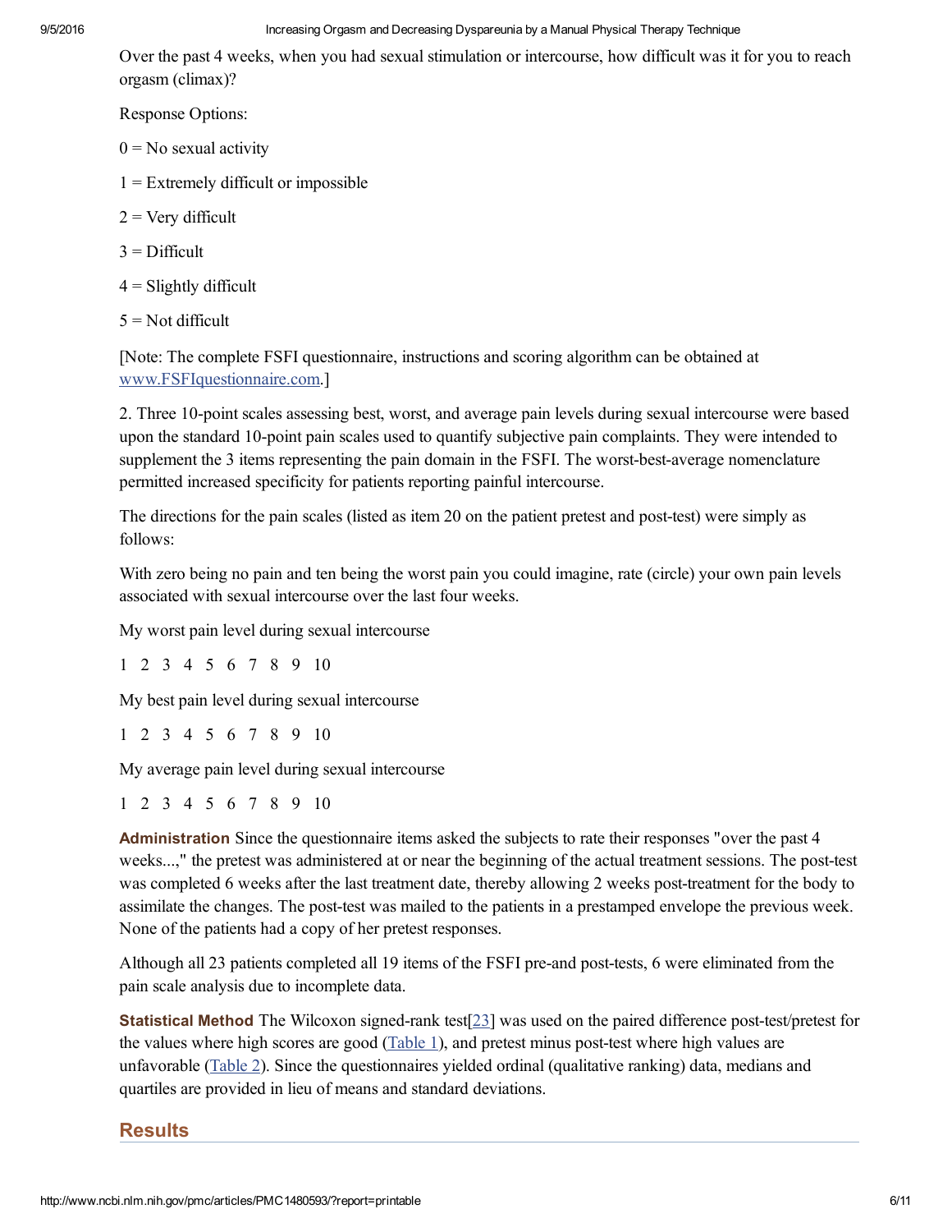Over the past 4 weeks, when you had sexual stimulation or intercourse, how difficult was it for you to reach orgasm (climax)?

Response Options:

0 = No sexual activity

1 = Extremely difficult or impossible

2 = Very difficult

3 = Difficult

4 = Slightly difficult

5 = Not difficult

[Note: The complete FSFI questionnaire, instructions and scoring algorithm can be obtained at www.FSFIquestionnaire.com.]

2. Three 10-point scales assessing best, worst, and average pain levels during sexual intercourse were based upon the standard 10-point pain scales used to quantify subjective pain complaints. They were intended to supplement the 3 items representing the pain domain in the FSFI. The worst-best-average nomenclature permitted increased specificity for patients reporting painful intercourse.

The directions for the pain scales (listed as item 20 on the patient pretest and post-test) were simply as follows:

With zero being no pain and ten being the worst pain you could imagine, rate (circle) your own pain levels associated with sexual intercourse over the last four weeks.

My worst pain level during sexual intercourse

1 2 3 4 5 6 7 8 9 10

My best pain level during sexual intercourse

1 2 3 4 5 6 7 8 9 10

My average pain level during sexual intercourse

1 2 3 4 5 6 7 8 9 10

**Administration** Since the questionnaire items asked the subjects to rate their responses "over the past 4 weeks...," the pretest was administered at or near the beginning of the actual treatment sessions. The post-test was completed 6 weeks after the last treatment date, thereby allowing 2 weeks post-treatment for the body to assimilate the changes. The post-test was mailed to the patients in a prestamped envelope the previous week. None of the patients had a copy of her pretest responses.

Although all 23 patients completed all 19 items of the FSFI pre-and post-tests, 6 were eliminated from the pain scale analysis due to incomplete data.

**Statistical Method** The Wilcoxon signed-rank test[23] was used on the paired difference post-test/pretest for the values where high scores are good (Table 1), and pretest minus post-test where high values are unfavorable (Table 2). Since the questionnaires yielded ordinal (qualitative ranking) data, medians and quartiles are provided in lieu of means and standard deviations.

## Results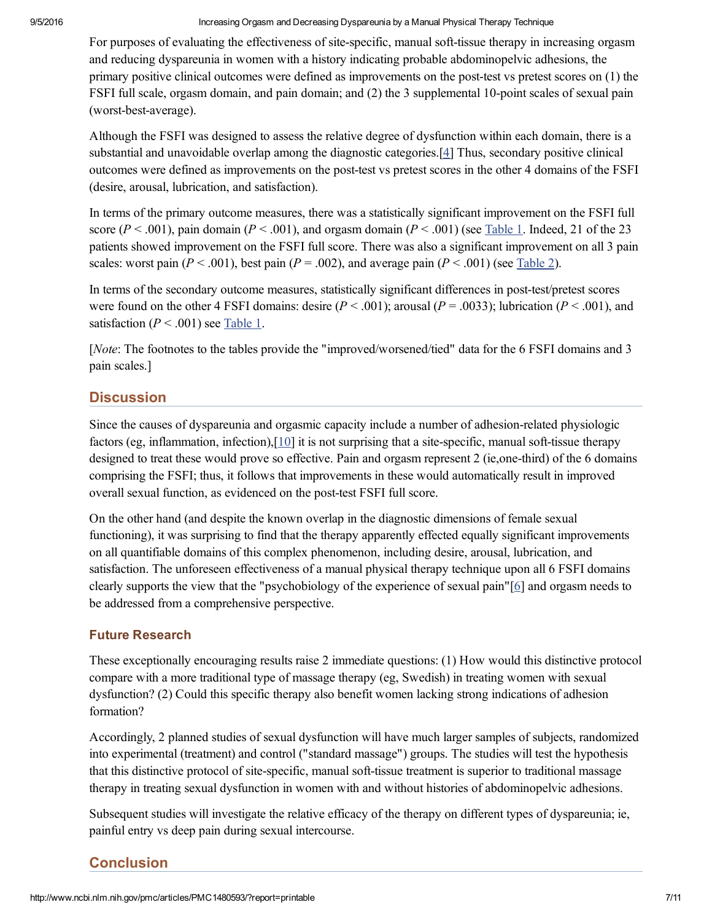For purposes of evaluating the effectiveness of site-specific, manual soft-tissue therapy in increasing orgasm and reducing dyspareunia in women with a history indicating probable abdominopelvic adhesions, the primary positive clinical outcomes were defined as improvements on the post-test vs pretest scores on (1) the FSFI full scale, orgasm domain, and pain domain; and (2) the 3 supplemental 10-point scales of sexual pain (worst-best-average).

Although the FSFI was designed to assess the relative degree of dysfunction within each domain, there is a substantial and unavoidable overlap among the diagnostic categories.[4] Thus, secondary positive clinical outcomes were defined as improvements on the post-test vs pretest scores in the other 4 domains of the FSFI (desire, arousal, lubrication, and satisfaction).

In terms of the primary outcome measures, there was a statistically significant improvement on the FSFI full score ($P < .001$), pain domain ($P < .001$), and orgasm domain ($P < .001$) (see Table 1. Indeed, 21 of the 23 patients showed improvement on the FSFI full score. There was also a significant improvement on all 3 pain scales: worst pain ($P < .001$), best pain ($P = .002$), and average pain ($P < .001$) (see Table 2).

In terms of the secondary outcome measures, statistically significant differences in post-test/pretest scores were found on the other 4 FSFI domains: desire ($P < .001$); arousal ($P = .0033$); lubrication ($P < .001$), and satisfaction ($P < .001$) see Table 1.

[*Note*: The footnotes to the tables provide the "improved/worsened/tied" data for the 6 FSFI domains and 3 pain scales.]

## Discussion

Since the causes of dyspareunia and orgasmic capacity include a number of adhesion-related physiologic factors (eg, inflammation, infection),[10] it is not surprising that a site-specific, manual soft-tissue therapy designed to treat these would prove so effective. Pain and orgasm represent 2 (ie,one-third) of the 6 domains comprising the FSFI; thus, it follows that improvements in these would automatically result in improved overall sexual function, as evidenced on the post-test FSFI full score.

On the other hand (and despite the known overlap in the diagnostic dimensions of female sexual functioning), it was surprising to find that the therapy apparently effected equally significant improvements on all quantifiable domains of this complex phenomenon, including desire, arousal, lubrication, and satisfaction. The unforeseen effectiveness of a manual physical therapy technique upon all 6 FSFI domains clearly supports the view that the "psychobiology of the experience of sexual pain"[6] and orgasm needs to be addressed from a comprehensive perspective.

### Future Research

These exceptionally encouraging results raise 2 immediate questions: (1) How would this distinctive protocol compare with a more traditional type of massage therapy (eg, Swedish) in treating women with sexual dysfunction? (2) Could this specific therapy also benefit women lacking strong indications of adhesion formation?

Accordingly, 2 planned studies of sexual dysfunction will have much larger samples of subjects, randomized into experimental (treatment) and control ("standard massage") groups. The studies will test the hypothesis that this distinctive protocol of site-specific, manual soft-tissue treatment is superior to traditional massage therapy in treating sexual dysfunction in women with and without histories of abdominopelvic adhesions.

Subsequent studies will investigate the relative efficacy of the therapy on different types of dyspareunia; ie, painful entry vs deep pain during sexual intercourse.

## Conclusion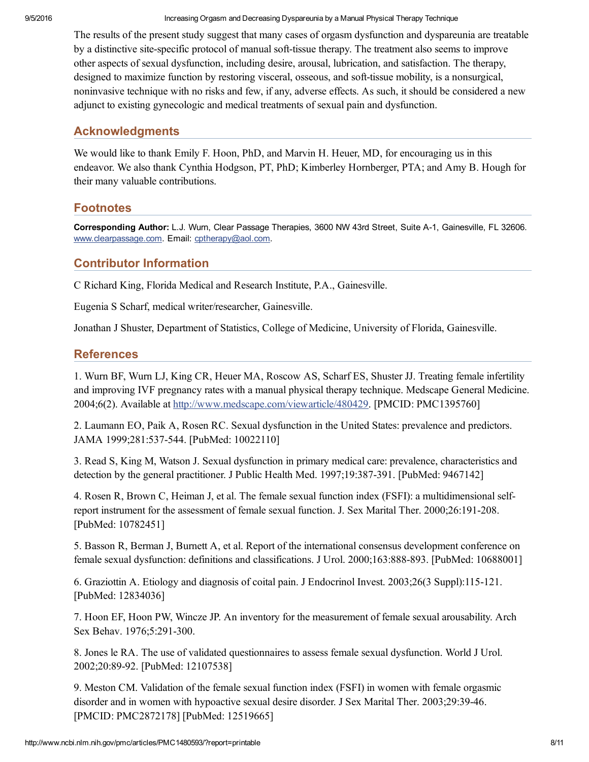The results of the present study suggest that many cases of orgasm dysfunction and dyspareunia are treatable by a distinctive site-specific protocol of manual soft-tissue therapy. The treatment also seems to improve other aspects of sexual dysfunction, including desire, arousal, lubrication, and satisfaction. The therapy, designed to maximize function by restoring visceral, osseous, and soft-tissue mobility, is a nonsurgical, noninvasive technique with no risks and few, if any, adverse effects. As such, it should be considered a new adjunct to existing gynecologic and medical treatments of sexual pain and dysfunction.

## Acknowledgments

We would like to thank Emily F. Hoon, PhD, and Marvin H. Heuer, MD, for encouraging us in this endeavor. We also thank Cynthia Hodgson, PT, PhD; Kimberley Hornberger, PTA; and Amy B. Hough for their many valuable contributions.

## Footnotes

**Corresponding Author:** L.J. Wurn, Clear Passage Therapies, 3600 NW 43rd Street, Suite A-1, Gainesville, FL 32606. www.clearpassage.com. Email: cptherapy@aol.com.

## Contributor Information

C Richard King, Florida Medical and Research Institute, P.A., Gainesville.

Eugenia S Scharf, medical writer/researcher, Gainesville.

Jonathan J Shuster, Department of Statistics, College of Medicine, University of Florida, Gainesville.

## References

1. Wurn BF, Wurn LJ, King CR, Heuer MA, Roscow AS, Scharf ES, Shuster JJ. Treating female infertility and improving IVF pregnancy rates with a manual physical therapy technique. Medscape General Medicine. 2004;6(2). Available at http://www.medscape.com/viewarticle/480429. [PMCID: PMC1395760]

2. Laumann EO, Paik A, Rosen RC. Sexual dysfunction in the United States: prevalence and predictors. JAMA 1999;281:537-544. [PubMed: 10022110]

3. Read S, King M, Watson J. Sexual dysfunction in primary medical care: prevalence, characteristics and detection by the general practitioner. J Public Health Med. 1997;19:387-391. [PubMed: 9467142]

4. Rosen R, Brown C, Heiman J, et al. The female sexual function index (FSFI): a multidimensional self-report instrument for the assessment of female sexual function. J. Sex Marital Ther. 2000;26:191-208. [PubMed: 10782451]

5. Basson R, Berman J, Burnett A, et al. Report of the international consensus development conference on female sexual dysfunction: definitions and classifications. J Urol. 2000;163:888-893. [PubMed: 10688001]

6. Graziottin A. Etiology and diagnosis of coital pain. J Endocrinol Invest. 2003;26(3 Suppl):115-121. [PubMed: 12834036]

7. Hoon EF, Hoon PW, Wincze JP. An inventory for the measurement of female sexual arousability. Arch Sex Behav. 1976;5:291-300.

8. Jones le RA. The use of validated questionnaires to assess female sexual dysfunction. World J Urol. 2002;20:89-92. [PubMed: 12107538]

9. Meston CM. Validation of the female sexual function index (FSFI) in women with female orgasmic disorder and in women with hypoactive sexual desire disorder. J Sex Marital Ther. 2003;29:39-46. [PMCID: PMC2872178] [PubMed: 12519665]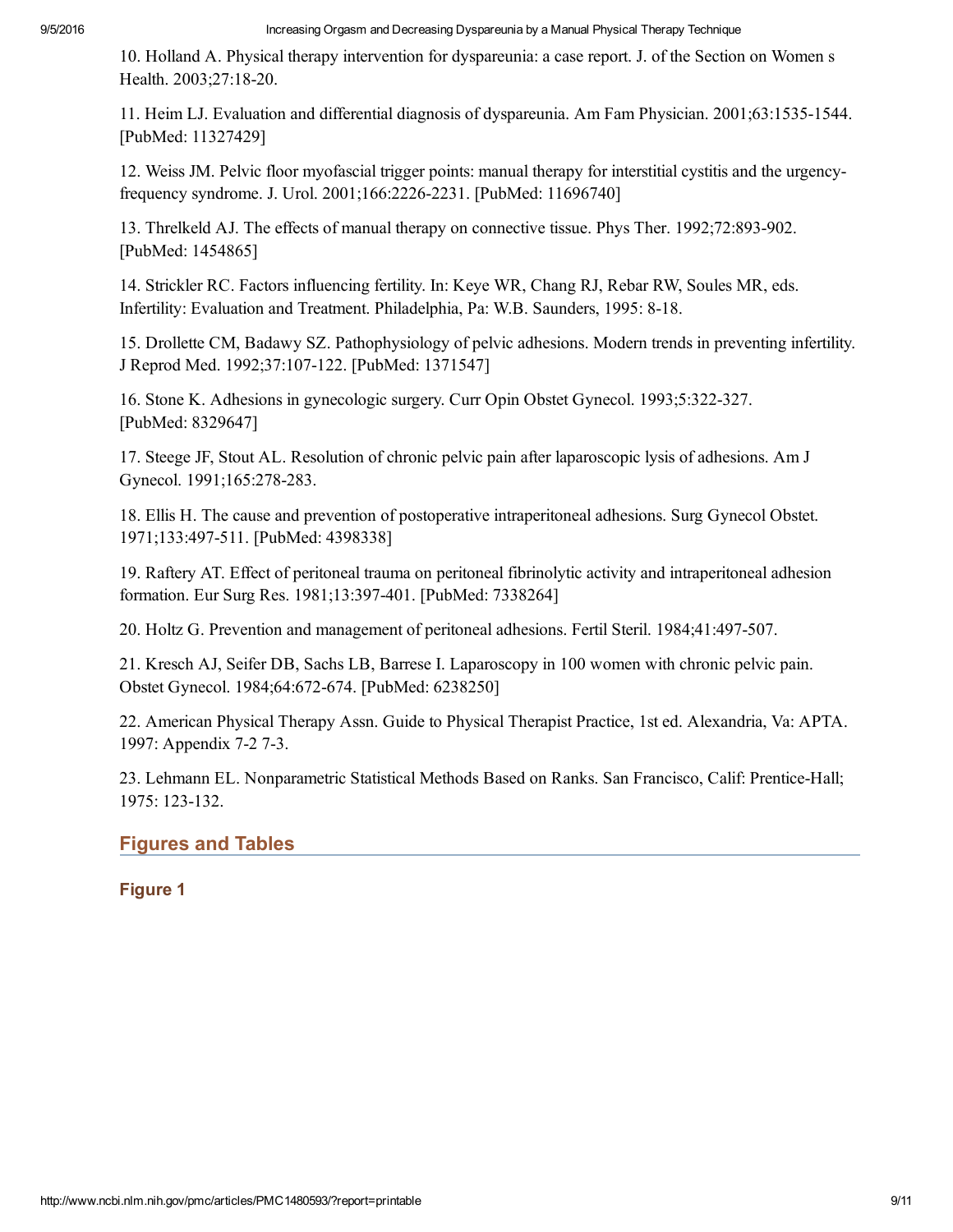10. Holland A. Physical therapy intervention for dyspareunia: a case report. J. of the Section on Women s Health. 2003;27:18-20.

11. Heim LJ. Evaluation and differential diagnosis of dyspareunia. Am Fam Physician. 2001;63:1535-1544. [PubMed: 11327429]

12. Weiss JM. Pelvic floor myofascial trigger points: manual therapy for interstitial cystitis and the urgency-frequency syndrome. J. Urol. 2001;166:2226-2231. [PubMed: 11696740]

13. Threlkeld AJ. The effects of manual therapy on connective tissue. Phys Ther. 1992;72:893-902. [PubMed: 1454865]

14. Strickler RC. Factors influencing fertility. In: Keye WR, Chang RJ, Rebar RW, Soules MR, eds. Infertility: Evaluation and Treatment. Philadelphia, Pa: W.B. Saunders, 1995: 8-18.

15. Drollette CM, Badawy SZ. Pathophysiology of pelvic adhesions. Modern trends in preventing infertility. J Reprod Med. 1992;37:107-122. [PubMed: 1371547]

16. Stone K. Adhesions in gynecologic surgery. Curr Opin Obstet Gynecol. 1993;5:322-327. [PubMed: 8329647]

17. Steege JF, Stout AL. Resolution of chronic pelvic pain after laparoscopic lysis of adhesions. Am J Gynecol. 1991;165:278-283.

18. Ellis H. The cause and prevention of postoperative intraperitoneal adhesions. Surg Gynecol Obstet. 1971;133:497-511. [PubMed: 4398338]

19. Raftery AT. Effect of peritoneal trauma on peritoneal fibrinolytic activity and intraperitoneal adhesion formation. Eur Surg Res. 1981;13:397-401. [PubMed: 7338264]

20. Holtz G. Prevention and management of peritoneal adhesions. Fertil Steril. 1984;41:497-507.

21. Kresch AJ, Seifer DB, Sachs LB, Barrese I. Laparoscopy in 100 women with chronic pelvic pain. Obstet Gynecol. 1984;64:672-674. [PubMed: 6238250]

22. American Physical Therapy Assn. Guide to Physical Therapist Practice, 1st ed. Alexandria, Va: APTA. 1997: Appendix 7-2 7-3.

23. Lehmann EL. Nonparametric Statistical Methods Based on Ranks. San Francisco, Calif: Prentice-Hall; 1975: 123-132.

## Figures and Tables

### Figure 1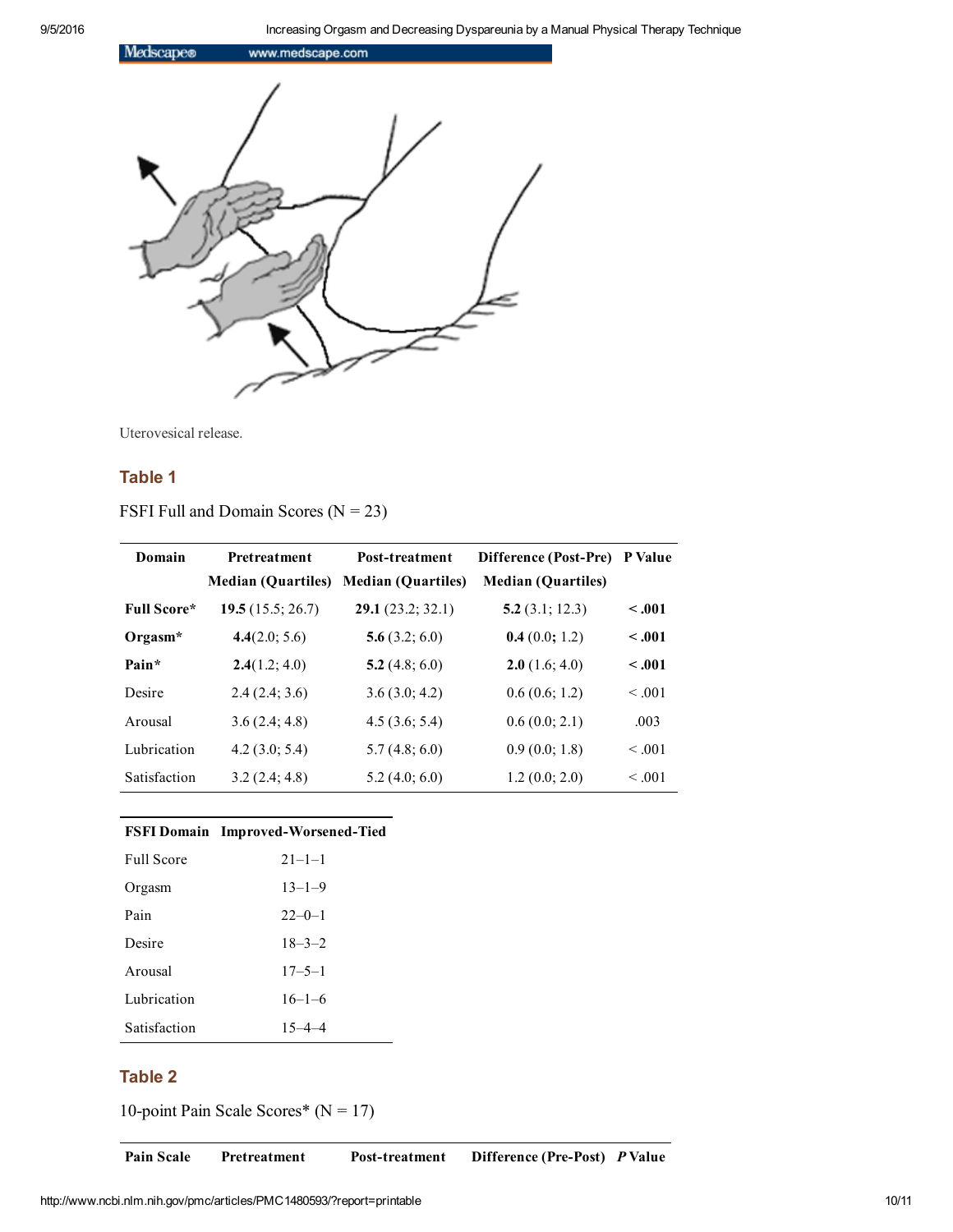Uterovesical release.

## Table 1

FSFI Full and Domain Scores (N = 23)

| Domain | Pretreatment Median (Quartiles) | Post-treatment Median (Quartiles) | Difference (Post-Pre) Median (Quartiles) | P Value |
|---|---|---|---|---|
| **Full Score*** | **19.5** (15.5; 26.7) | **29.1** (23.2; 32.1) | **5.2** (3.1; 12.3) | **< .001** |
| **Orgasm*** | **4.4**(2.0; 5.6) | **5.6** (3.2; 6.0) | **0.4** (0.0**;** 1.2) | **< .001** |
| **Pain*** | **2.4**(1.2; 4.0) | **5.2** (4.8; 6.0) | **2.0** (1.6; 4.0) | **< .001** |
| Desire | 2.4 (2.4; 3.6) | 3.6 (3.0; 4.2) | 0.6 (0.6; 1.2) | < .001 |
| Arousal | 3.6 (2.4; 4.8) | 4.5 (3.6; 5.4) | 0.6 (0.0; 2.1) | .003 |
| Lubrication | 4.2 (3.0; 5.4) | 5.7 (4.8; 6.0) | 0.9 (0.0; 1.8) | < .001 |
| Satisfaction | 3.2 (2.4; 4.8) | 5.2 (4.0; 6.0) | 1.2 (0.0; 2.0) | < .001 |

| FSFI Domain | Improved-Worsened-Tied |
|---|---|
| Full Score | 21–1–1 |
| Orgasm | 13–1–9 |
| Pain | 22–0–1 |
| Desire | 18–3–2 |
| Arousal | 17–5–1 |
| Lubrication | 16–1–6 |
| Satisfaction | 15–4–4 |

## Table 2

10-point Pain Scale Scores* (N = 17)

| Pain Scale | Pretreatment | Post-treatment | Difference (Pre-Post) | *P* Value |
|---|---|---|---|---|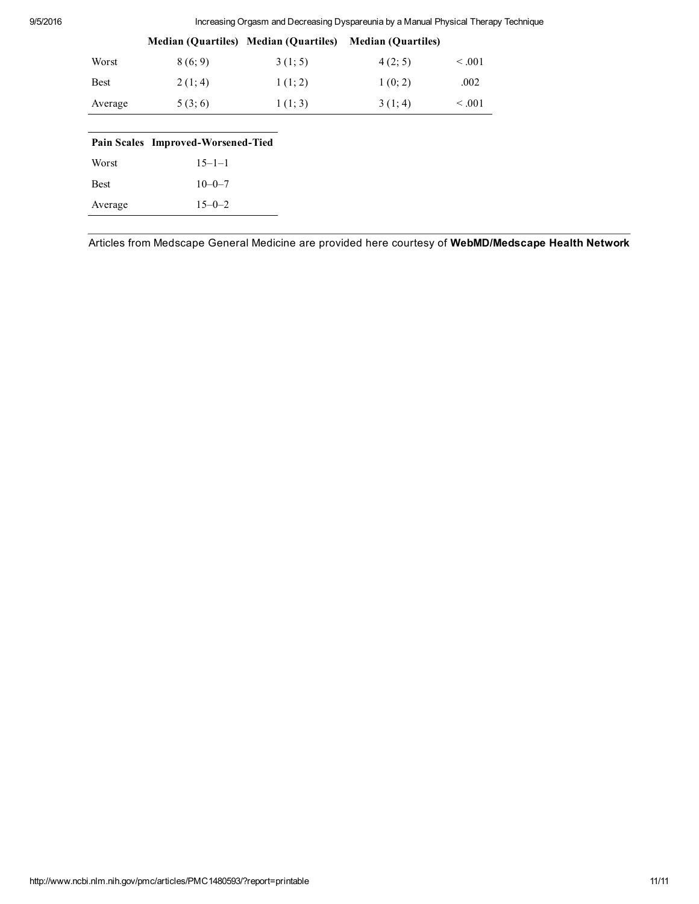| | Median (Quartiles) | Median (Quartiles) | Median (Quartiles) | |
|---|---|---|---|---|
| Worst | 8 (6; 9) | 3 (1; 5) | 4 (2; 5) | < .001 |
| Best | 2 (1; 4) | 1 (1; 2) | 1 (0; 2) | .002 |
| Average | 5 (3; 6) | 1 (1; 3) | 3 (1; 4) | < .001 |

| Pain Scales | Improved-Worsened-Tied |
|---|---|
| Worst | 15–1–1 |
| Best | 10–0–7 |
| Average | 15–0–2 |

Articles from Medscape General Medicine are provided here courtesy of **WebMD/Medscape Health Network**